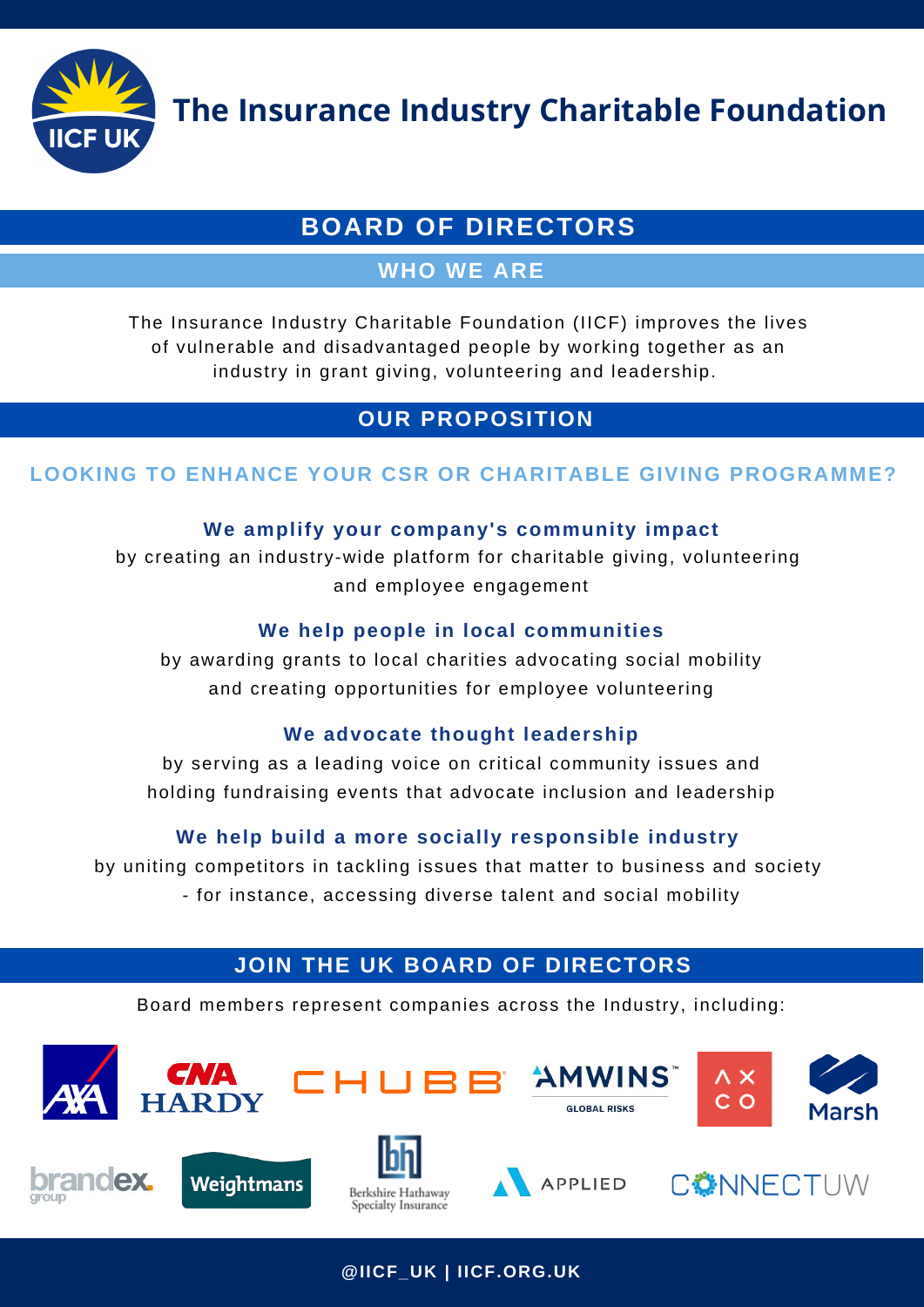# The Insurance Industry Charitable Foundation

## BOARD OF DIRECTORS

### WHO WE ARE

The Insurance Industry Charitable Foundation (IICF) improves the lives of vulnerable and disadvantaged people by working together as an industry in grant giving, volunteering and leadership.

## OUR PROPOSITION

### LOOKING TO ENHANCE YOUR CSR OR CHARITABLE GIVING PROGRAMME?

**We amplify your company's community impact**
by creating an industry-wide platform for charitable giving, volunteering and employee engagement

**We help people in local communities**
by awarding grants to local charities advocating social mobility and creating opportunities for employee volunteering

**We advocate thought leadership**
by serving as a leading voice on critical community issues and holding fundraising events that advocate inclusion and leadership

**We help build a more socially responsible industry**
by uniting competitors in tackling issues that matter to business and society - for instance, accessing diverse talent and social mobility

## JOIN THE UK BOARD OF DIRECTORS

Board members represent companies across the Industry, including:

AXA, CNA Hardy, Chubb, AmWINS Global Risks, AXCO, Marsh, Brandex Group, Weightmans, Berkshire Hathaway Specialty Insurance, Applied, ConnectUW

@IICF_UK | IICF.ORG.UK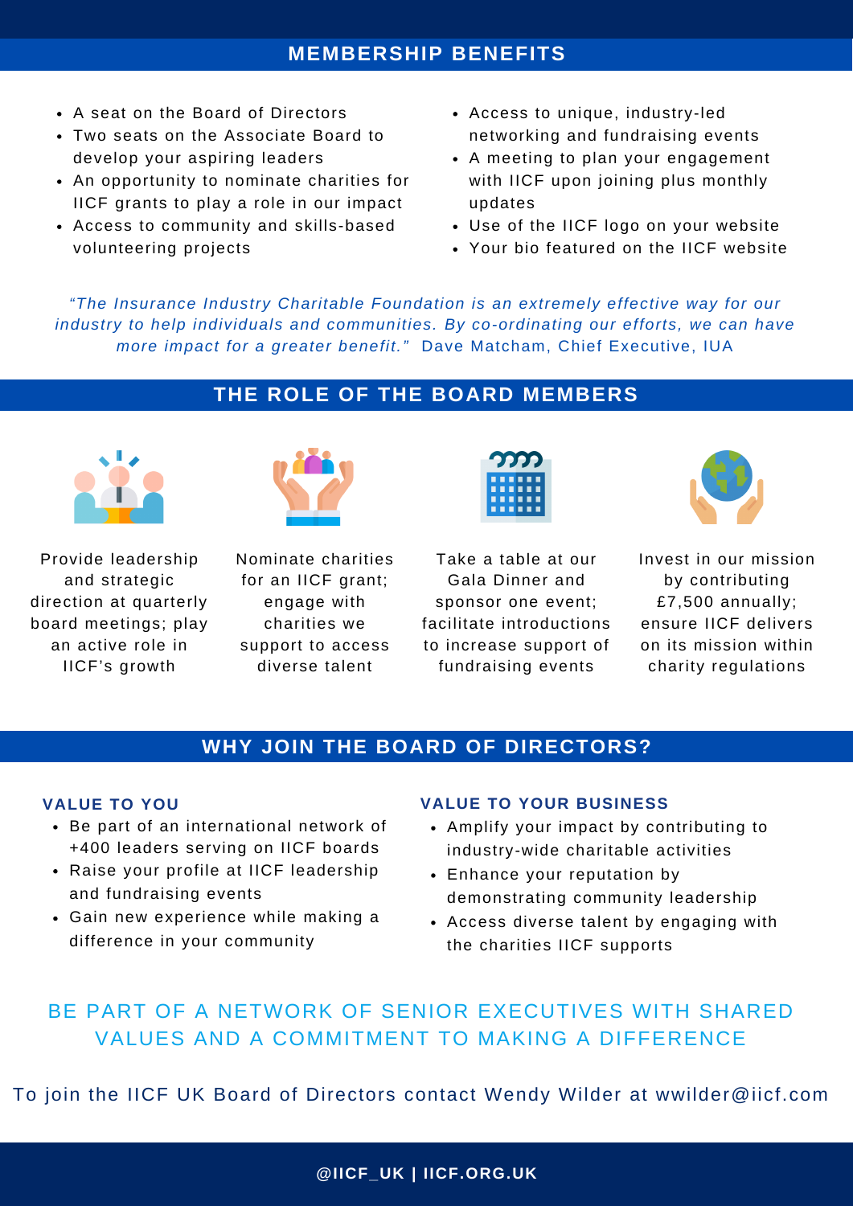## MEMBERSHIP BENEFITS

- A seat on the Board of Directors
- Two seats on the Associate Board to develop your aspiring leaders
- An opportunity to nominate charities for IICF grants to play a role in our impact
- Access to community and skills-based volunteering projects
- Access to unique, industry-led networking and fundraising events
- A meeting to plan your engagement with IICF upon joining plus monthly updates
- Use of the IICF logo on your website
- Your bio featured on the IICF website

*"The Insurance Industry Charitable Foundation is an extremely effective way for our industry to help individuals and communities. By co-ordinating our efforts, we can have more impact for a greater benefit."* Dave Matcham, Chief Executive, IUA

## THE ROLE OF THE BOARD MEMBERS

Provide leadership and strategic direction at quarterly board meetings; play an active role in IICF's growth

Nominate charities for an IICF grant; engage with charities we support to access diverse talent

Take a table at our Gala Dinner and sponsor one event; facilitate introductions to increase support of fundraising events

Invest in our mission by contributing £7,500 annually; ensure IICF delivers on its mission within charity regulations

## WHY JOIN THE BOARD OF DIRECTORS?

### VALUE TO YOU

- Be part of an international network of +400 leaders serving on IICF boards
- Raise your profile at IICF leadership and fundraising events
- Gain new experience while making a difference in your community

### VALUE TO YOUR BUSINESS

- Amplify your impact by contributing to industry-wide charitable activities
- Enhance your reputation by demonstrating community leadership
- Access diverse talent by engaging with the charities IICF supports

BE PART OF A NETWORK OF SENIOR EXECUTIVES WITH SHARED VALUES AND A COMMITMENT TO MAKING A DIFFERENCE

To join the IICF UK Board of Directors contact Wendy Wilder at wwilder@iicf.com

**@IICF_UK | IICF.ORG.UK**